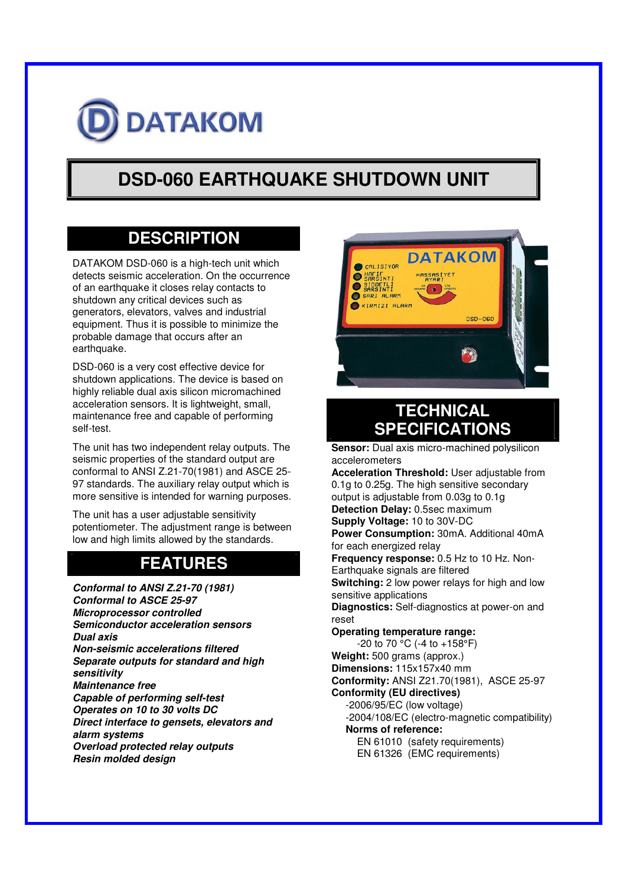DATAKOM

# DSD-060 EARTHQUAKE SHUTDOWN UNIT

## DESCRIPTION

DATAKOM DSD-060 is a high-tech unit which detects seismic acceleration. On the occurrence of an earthquake it closes relay contacts to shutdown any critical devices such as generators, elevators, valves and industrial equipment. Thus it is possible to minimize the probable damage that occurs after an earthquake.

DSD-060 is a very cost effective device for shutdown applications. The device is based on highly reliable dual axis silicon micromachined acceleration sensors. It is lightweight, small, maintenance free and capable of performing self-test.

The unit has two independent relay outputs. The seismic properties of the standard output are conformal to ANSI Z.21-70(1981) and ASCE 25-97 standards. The auxiliary relay output which is more sensitive is intended for warning purposes.

The unit has a user adjustable sensitivity potentiometer. The adjustment range is between low and high limits allowed by the standards.

## FEATURES

***Conformal to ANSI Z.21-70 (1981)***
***Conformal to ASCE 25-97***
***Microprocessor controlled***
***Semiconductor acceleration sensors***
***Dual axis***
***Non-seismic accelerations filtered***
***Separate outputs for standard and high sensitivity***
***Maintenance free***
***Capable of performing self-test***
***Operates on 10 to 30 volts DC***
***Direct interface to gensets, elevators and alarm systems***
***Overload protected relay outputs***
***Resin molded design***

## TECHNICAL SPECIFICATIONS

**Sensor:** Dual axis micro-machined polysilicon accelerometers
**Acceleration Threshold:** User adjustable from 0.1g to 0.25g. The high sensitive secondary output is adjustable from 0.03g to 0.1g
**Detection Delay:** 0.5sec maximum
**Supply Voltage:** 10 to 30V-DC
**Power Consumption:** 30mA. Additional 40mA for each energized relay
**Frequency response:** 0.5 Hz to 10 Hz. Non-Earthquake signals are filtered
**Switching:** 2 low power relays for high and low sensitive applications
**Diagnostics:** Self-diagnostics at power-on and reset
**Operating temperature range:**
-20 to 70 °C (-4 to +158°F)
**Weight:** 500 grams (approx.)
**Dimensions:** 115x157x40 mm
**Conformity:** ANSI Z21.70(1981), ASCE 25-97
**Conformity (EU directives)**
-2006/95/EC (low voltage)
-2004/108/EC (electro-magnetic compatibility)
**Norms of reference:**
EN 61010 (safety requirements)
EN 61326 (EMC requirements)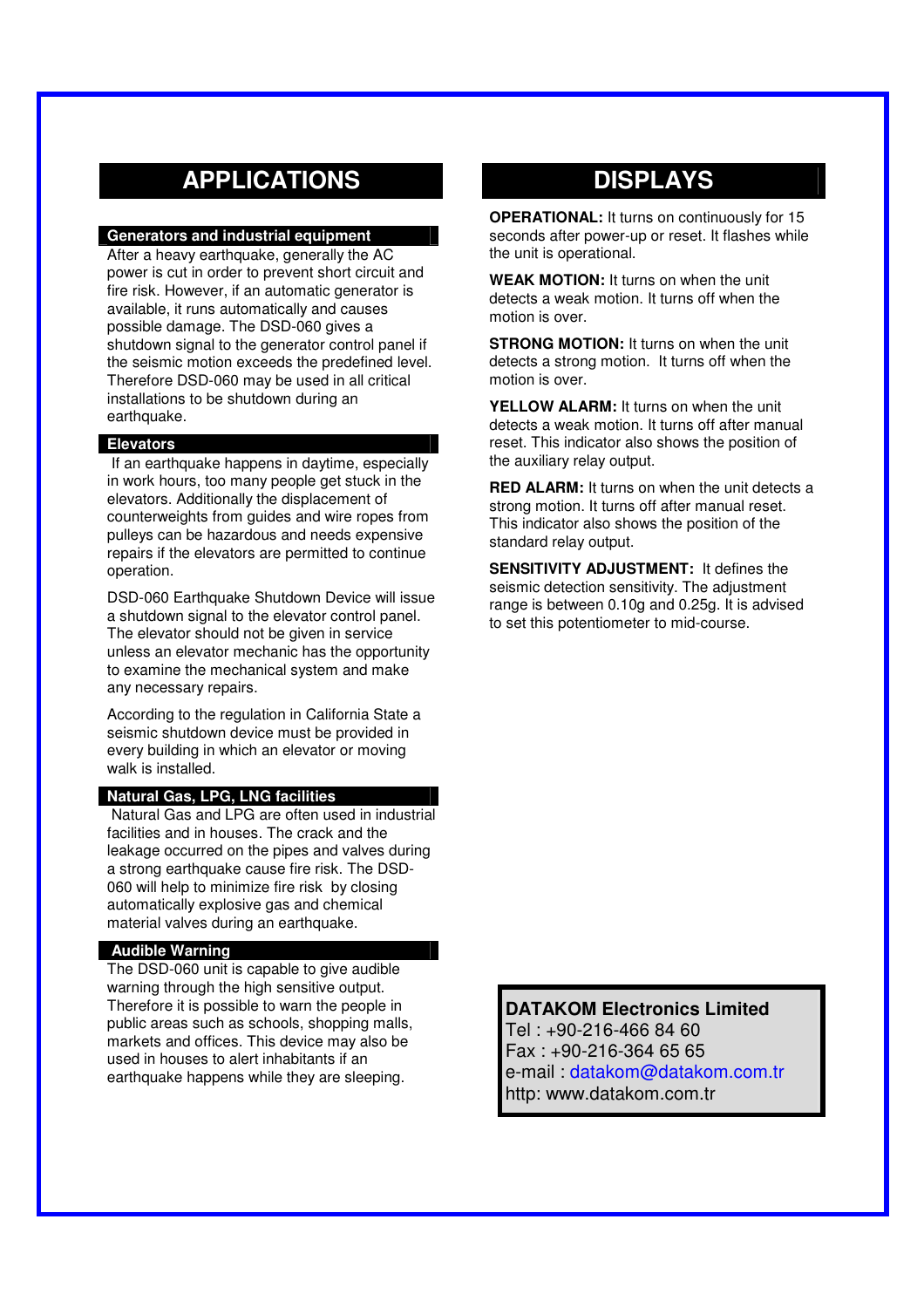## APPLICATIONS

### Generators and industrial equipment

After a heavy earthquake, generally the AC power is cut in order to prevent short circuit and fire risk. However, if an automatic generator is available, it runs automatically and causes possible damage. The DSD-060 gives a shutdown signal to the generator control panel if the seismic motion exceeds the predefined level. Therefore DSD-060 may be used in all critical installations to be shutdown during an earthquake.

### Elevators

If an earthquake happens in daytime, especially in work hours, too many people get stuck in the elevators. Additionally the displacement of counterweights from guides and wire ropes from pulleys can be hazardous and needs expensive repairs if the elevators are permitted to continue operation.

DSD-060 Earthquake Shutdown Device will issue a shutdown signal to the elevator control panel. The elevator should not be given in service unless an elevator mechanic has the opportunity to examine the mechanical system and make any necessary repairs.

According to the regulation in California State a seismic shutdown device must be provided in every building in which an elevator or moving walk is installed.

### Natural Gas, LPG, LNG facilities

Natural Gas and LPG are often used in industrial facilities and in houses. The crack and the leakage occurred on the pipes and valves during a strong earthquake cause fire risk. The DSD-060 will help to minimize fire risk by closing automatically explosive gas and chemical material valves during an earthquake.

### Audible Warning

The DSD-060 unit is capable to give audible warning through the high sensitive output. Therefore it is possible to warn the people in public areas such as schools, shopping malls, markets and offices. This device may also be used in houses to alert inhabitants if an earthquake happens while they are sleeping.

## DISPLAYS

**OPERATIONAL:** It turns on continuously for 15 seconds after power-up or reset. It flashes while the unit is operational.

**WEAK MOTION:** It turns on when the unit detects a weak motion. It turns off when the motion is over.

**STRONG MOTION:** It turns on when the unit detects a strong motion. It turns off when the motion is over.

**YELLOW ALARM:** It turns on when the unit detects a weak motion. It turns off after manual reset. This indicator also shows the position of the auxiliary relay output.

**RED ALARM:** It turns on when the unit detects a strong motion. It turns off after manual reset. This indicator also shows the position of the standard relay output.

**SENSITIVITY ADJUSTMENT:** It defines the seismic detection sensitivity. The adjustment range is between 0.10g and 0.25g. It is advised to set this potentiometer to mid-course.

**DATAKOM Electronics Limited**
Tel : +90-216-466 84 60
Fax : +90-216-364 65 65
e-mail : datakom@datakom.com.tr
http: www.datakom.com.tr